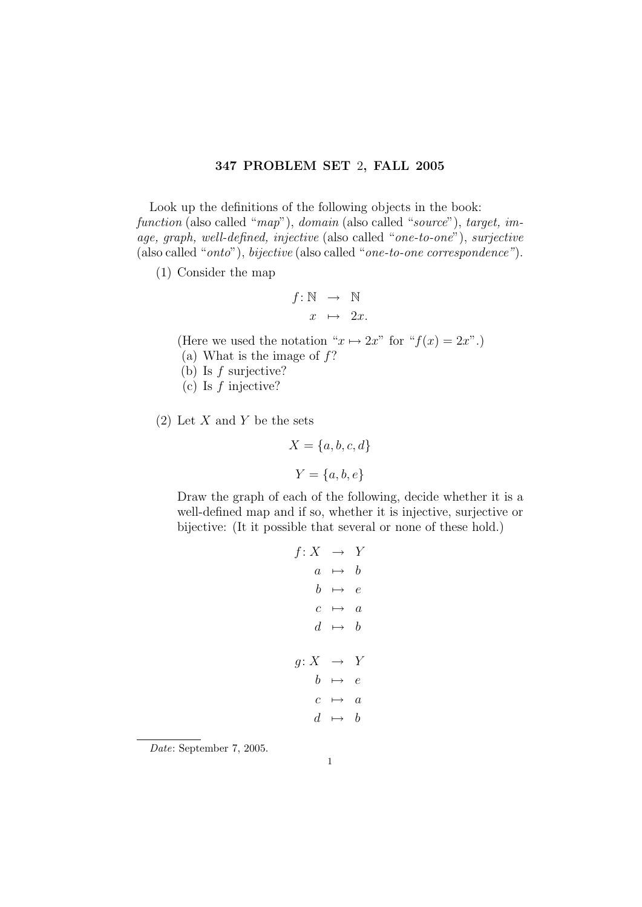# 347 PROBLEM SET 2, FALL 2005

Look up the definitions of the following objects in the book: *function* (also called "*map*"), *domain* (also called "*source*"), *target, image, graph, well-defined, injective* (also called "*one-to-one*"), *surjective* (also called "*onto*"), *bijective* (also called "*one-to-one correspondence"*).

(1) Consider the map

$$\begin{aligned} f\colon \mathbb{N} &\to \mathbb{N} \\ x &\mapsto 2x. \end{aligned}$$

(Here we used the notation "$x \mapsto 2x$" for "$f(x) = 2x$".)

(a) What is the image of $f$?

(b) Is $f$ surjective?

(c) Is $f$ injective?

(2) Let $X$ and $Y$ be the sets

$$X = \{a, b, c, d\}$$

$$Y = \{a, b, e\}$$

Draw the graph of each of the following, decide whether it is a well-defined map and if so, whether it is injective, surjective or bijective: (It it possible that several or none of these hold.)

$$\begin{aligned} f\colon X &\to Y \\ a &\mapsto b \\ b &\mapsto e \\ c &\mapsto a \\ d &\mapsto b \end{aligned}$$

$$\begin{aligned} g\colon X &\to Y \\ b &\mapsto e \\ c &\mapsto a \\ d &\mapsto b \end{aligned}$$

*Date*: September 7, 2005.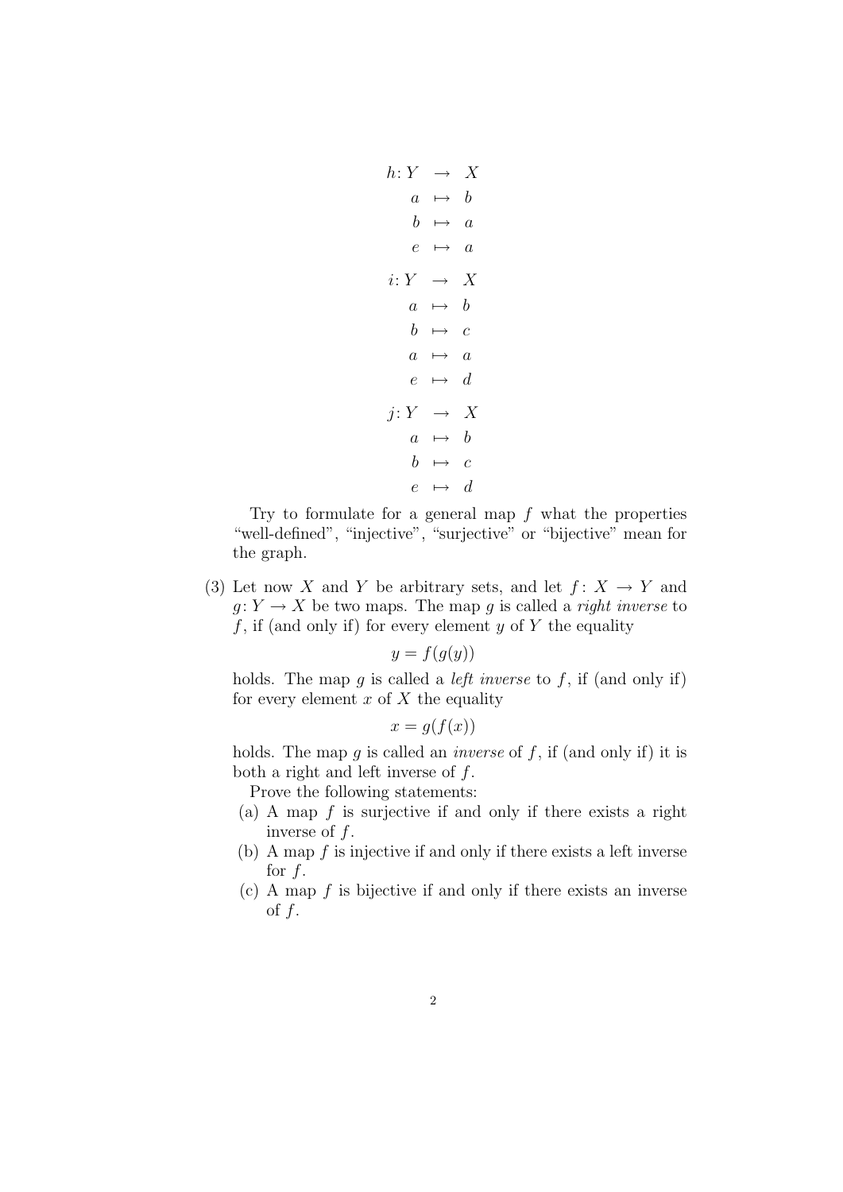$$
\begin{aligned}
h\colon Y &\to X \\
a &\mapsto b \\
b &\mapsto a \\
e &\mapsto a
\end{aligned}
$$

$$
\begin{aligned}
i\colon Y &\to X \\
a &\mapsto b \\
b &\mapsto c \\
a &\mapsto a \\
e &\mapsto d
\end{aligned}
$$

$$
\begin{aligned}
j\colon Y &\to X \\
a &\mapsto b \\
b &\mapsto c \\
e &\mapsto d
\end{aligned}
$$

Try to formulate for a general map $f$ what the properties "well-defined", "injective", "surjective" or "bijective" mean for the graph.

(3) Let now $X$ and $Y$ be arbitrary sets, and let $f\colon X \to Y$ and $g\colon Y \to X$ be two maps. The map $g$ is called a *right inverse* to $f$, if (and only if) for every element $y$ of $Y$ the equality

$$y = f(g(y))$$

holds. The map $g$ is called a *left inverse* to $f$, if (and only if) for every element $x$ of $X$ the equality

$$x = g(f(x))$$

holds. The map $g$ is called an *inverse* of $f$, if (and only if) it is both a right and left inverse of $f$.

Prove the following statements:

(a) A map $f$ is surjective if and only if there exists a right inverse of $f$.

(b) A map $f$ is injective if and only if there exists a left inverse for $f$.

(c) A map $f$ is bijective if and only if there exists an inverse of $f$.